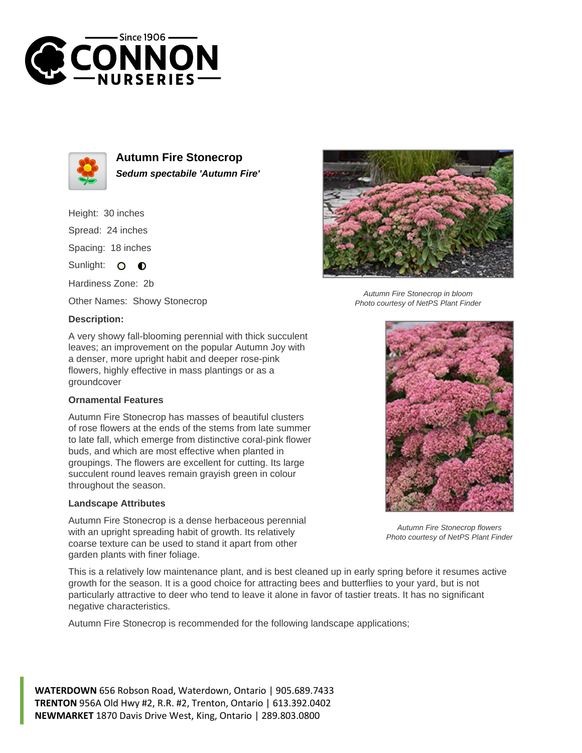# Autumn Fire Stonecrop

***Sedum spectabile 'Autumn Fire'***

Height: 30 inches

Spread: 24 inches

Spacing: 18 inches

Sunlight:

Hardiness Zone: 2b

Other Names: Showy Stonecrop

### Description:

A very showy fall-blooming perennial with thick succulent leaves; an improvement on the popular Autumn Joy with a denser, more upright habit and deeper rose-pink flowers, highly effective in mass plantings or as a groundcover

#### Ornamental Features

Autumn Fire Stonecrop has masses of beautiful clusters of rose flowers at the ends of the stems from late summer to late fall, which emerge from distinctive coral-pink flower buds, and which are most effective when planted in groupings. The flowers are excellent for cutting. Its large succulent round leaves remain grayish green in colour throughout the season.

#### Landscape Attributes

Autumn Fire Stonecrop is a dense herbaceous perennial with an upright spreading habit of growth. Its relatively coarse texture can be used to stand it apart from other garden plants with finer foliage.

This is a relatively low maintenance plant, and is best cleaned up in early spring before it resumes active growth for the season. It is a good choice for attracting bees and butterflies to your yard, but is not particularly attractive to deer who tend to leave it alone in favor of tastier treats. It has no significant negative characteristics.

Autumn Fire Stonecrop is recommended for the following landscape applications;

*Autumn Fire Stonecrop in bloom*
*Photo courtesy of NetPS Plant Finder*

*Autumn Fire Stonecrop flowers*
*Photo courtesy of NetPS Plant Finder*

**WATERDOWN** 656 Robson Road, Waterdown, Ontario | 905.689.7433
**TRENTON** 956A Old Hwy #2, R.R. #2, Trenton, Ontario | 613.392.0402
**NEWMARKET** 1870 Davis Drive West, King, Ontario | 289.803.0800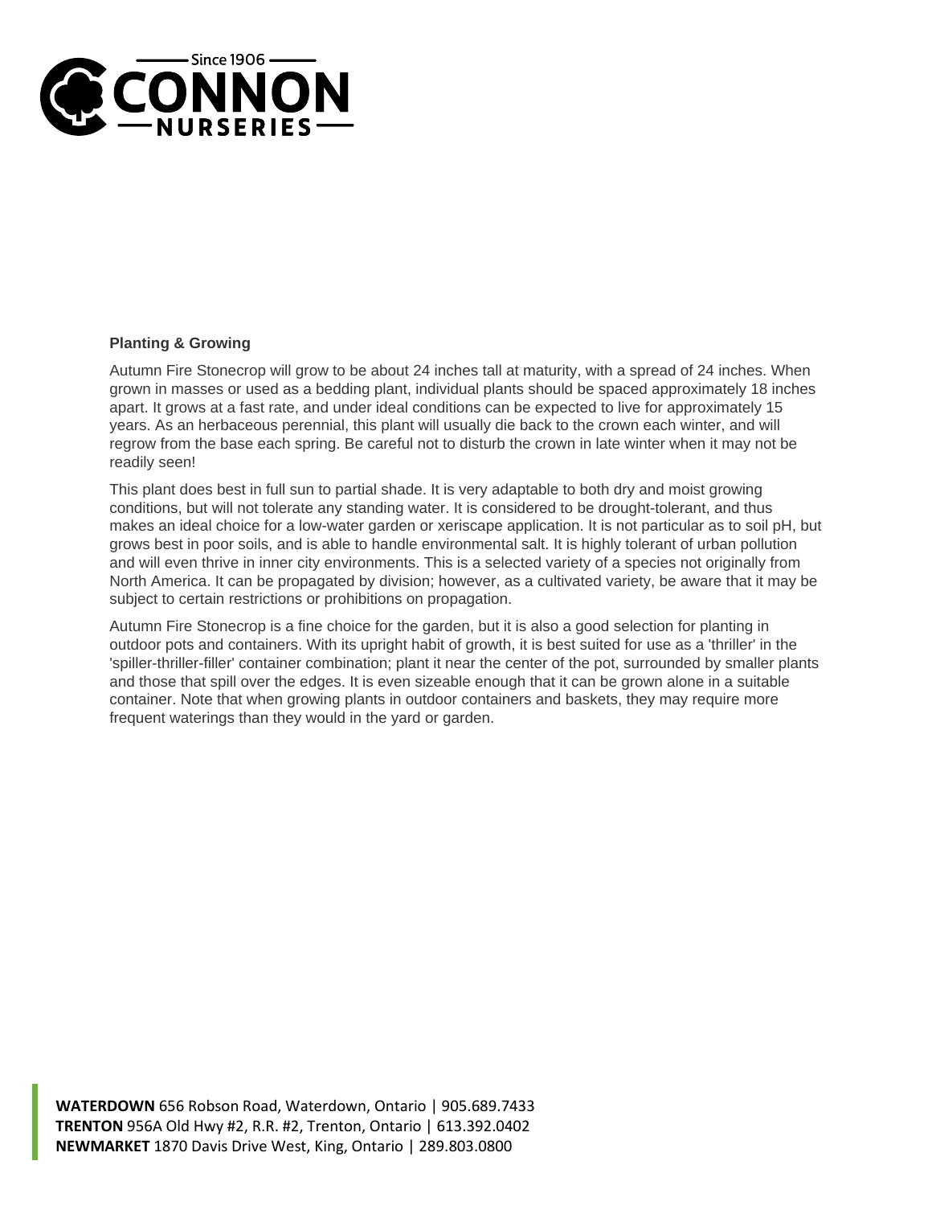### Planting & Growing

Autumn Fire Stonecrop will grow to be about 24 inches tall at maturity, with a spread of 24 inches. When grown in masses or used as a bedding plant, individual plants should be spaced approximately 18 inches apart. It grows at a fast rate, and under ideal conditions can be expected to live for approximately 15 years. As an herbaceous perennial, this plant will usually die back to the crown each winter, and will regrow from the base each spring. Be careful not to disturb the crown in late winter when it may not be readily seen!

This plant does best in full sun to partial shade. It is very adaptable to both dry and moist growing conditions, but will not tolerate any standing water. It is considered to be drought-tolerant, and thus makes an ideal choice for a low-water garden or xeriscape application. It is not particular as to soil pH, but grows best in poor soils, and is able to handle environmental salt. It is highly tolerant of urban pollution and will even thrive in inner city environments. This is a selected variety of a species not originally from North America. It can be propagated by division; however, as a cultivated variety, be aware that it may be subject to certain restrictions or prohibitions on propagation.

Autumn Fire Stonecrop is a fine choice for the garden, but it is also a good selection for planting in outdoor pots and containers. With its upright habit of growth, it is best suited for use as a 'thriller' in the 'spiller-thriller-filler' container combination; plant it near the center of the pot, surrounded by smaller plants and those that spill over the edges. It is even sizeable enough that it can be grown alone in a suitable container. Note that when growing plants in outdoor containers and baskets, they may require more frequent waterings than they would in the yard or garden.